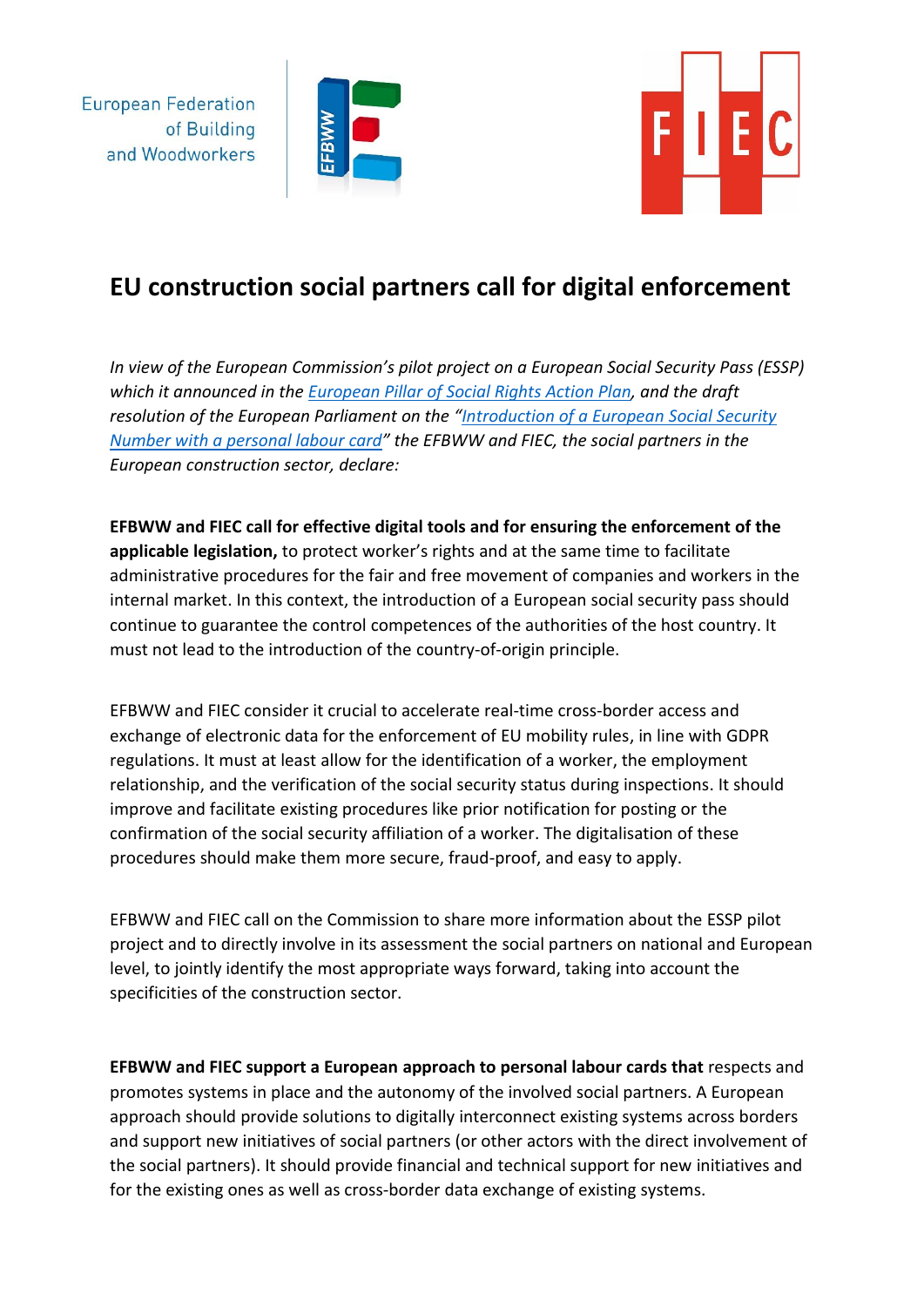European Federation of Building and Woodworkers

# EU construction social partners call for digital enforcement

*In view of the European Commission's pilot project on a European Social Security Pass (ESSP) which it announced in the [European Pillar of Social Rights Action Plan](), and the draft resolution of the European Parliament on the "[Introduction of a European Social Security Number with a personal labour card]()" the EFBWW and FIEC, the social partners in the European construction sector, declare:*

**EFBWW and FIEC call for effective digital tools and for ensuring the enforcement of the applicable legislation,** to protect worker's rights and at the same time to facilitate administrative procedures for the fair and free movement of companies and workers in the internal market. In this context, the introduction of a European social security pass should continue to guarantee the control competences of the authorities of the host country. It must not lead to the introduction of the country-of-origin principle.

EFBWW and FIEC consider it crucial to accelerate real-time cross-border access and exchange of electronic data for the enforcement of EU mobility rules, in line with GDPR regulations. It must at least allow for the identification of a worker, the employment relationship, and the verification of the social security status during inspections. It should improve and facilitate existing procedures like prior notification for posting or the confirmation of the social security affiliation of a worker. The digitalisation of these procedures should make them more secure, fraud-proof, and easy to apply.

EFBWW and FIEC call on the Commission to share more information about the ESSP pilot project and to directly involve in its assessment the social partners on national and European level, to jointly identify the most appropriate ways forward, taking into account the specificities of the construction sector.

**EFBWW and FIEC support a European approach to personal labour cards that** respects and promotes systems in place and the autonomy of the involved social partners. A European approach should provide solutions to digitally interconnect existing systems across borders and support new initiatives of social partners (or other actors with the direct involvement of the social partners). It should provide financial and technical support for new initiatives and for the existing ones as well as cross-border data exchange of existing systems.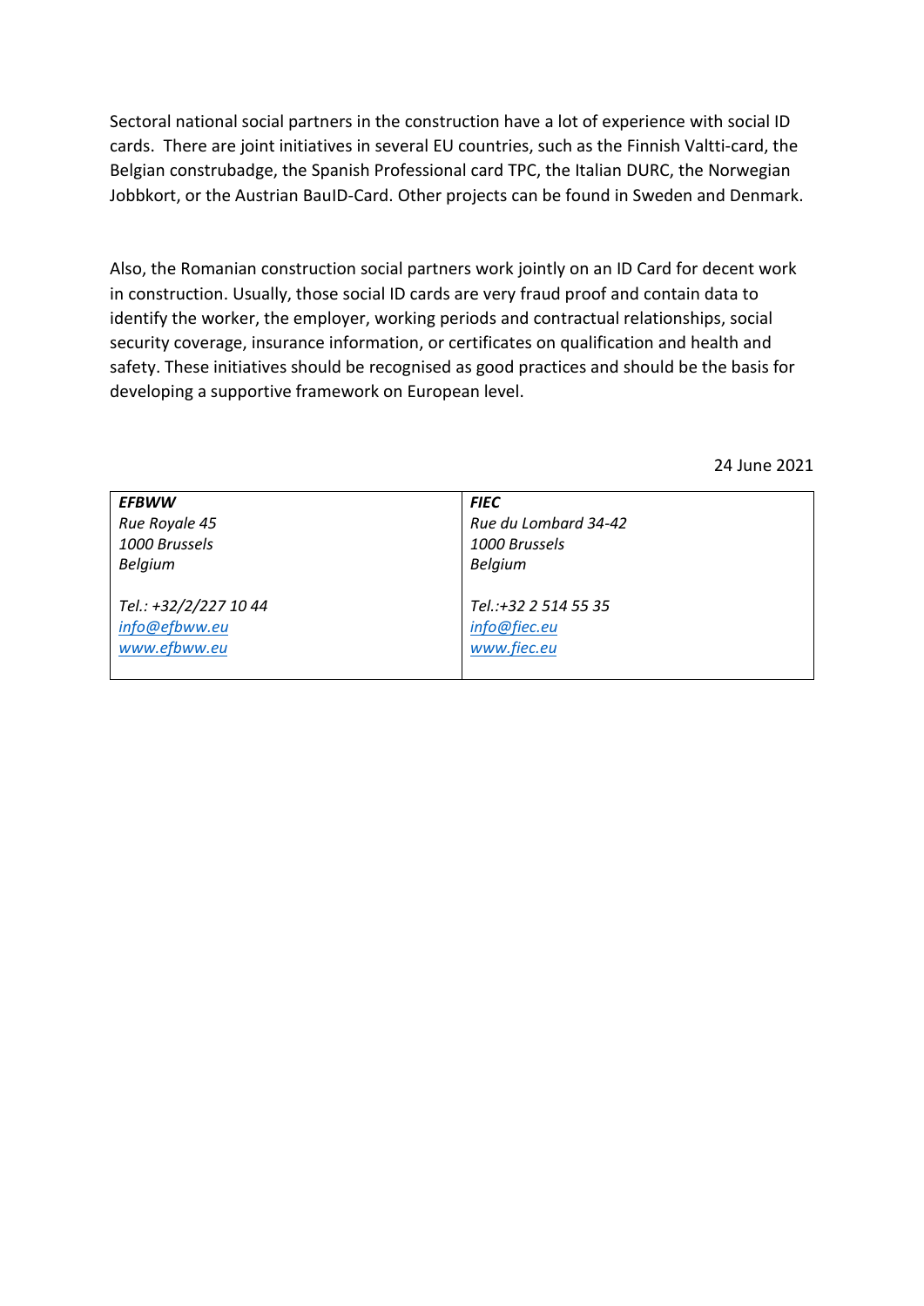Sectoral national social partners in the construction have a lot of experience with social ID cards. There are joint initiatives in several EU countries, such as the Finnish Valtti-card, the Belgian construbadge, the Spanish Professional card TPC, the Italian DURC, the Norwegian Jobbkort, or the Austrian BauID-Card. Other projects can be found in Sweden and Denmark.

Also, the Romanian construction social partners work jointly on an ID Card for decent work in construction. Usually, those social ID cards are very fraud proof and contain data to identify the worker, the employer, working periods and contractual relationships, social security coverage, insurance information, or certificates on qualification and health and safety. These initiatives should be recognised as good practices and should be the basis for developing a supportive framework on European level.

24 June 2021

| | |
|---|---|
| ***EFBWW***<br>*Rue Royale 45*<br>*1000 Brussels*<br>*Belgium*<br><br>*Tel.: +32/2/227 10 44*<br>*info@efbww.eu*<br>*www.efbww.eu* | ***FIEC***<br>*Rue du Lombard 34-42*<br>*1000 Brussels*<br>*Belgium*<br><br>*Tel.:+32 2 514 55 35*<br>*info@fiec.eu*<br>*www.fiec.eu* |